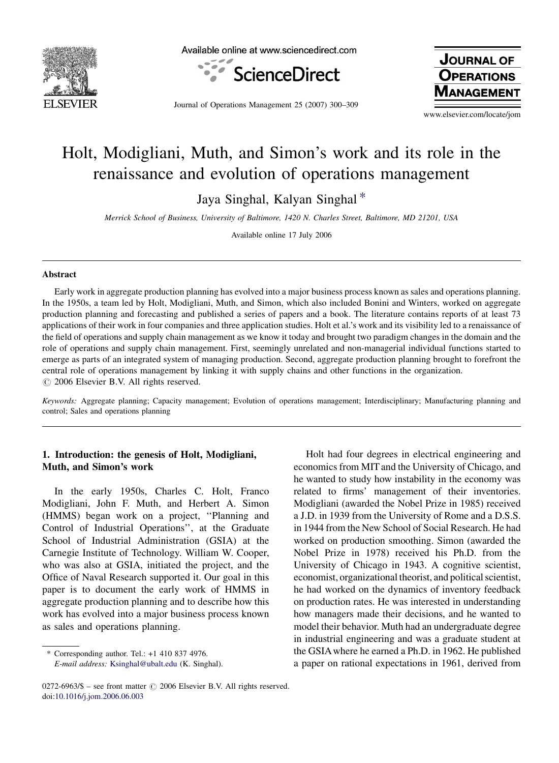# Holt, Modigliani, Muth, and Simon's work and its role in the renaissance and evolution of operations management

Jaya Singhal, Kalyan Singhal *

*Merrick School of Business, University of Baltimore, 1420 N. Charles Street, Baltimore, MD 21201, USA*

Available online 17 July 2006

## Abstract

Early work in aggregate production planning has evolved into a major business process known as sales and operations planning. In the 1950s, a team led by Holt, Modigliani, Muth, and Simon, which also included Bonini and Winters, worked on aggregate production planning and forecasting and published a series of papers and a book. The literature contains reports of at least 73 applications of their work in four companies and three application studies. Holt et al.'s work and its visibility led to a renaissance of the field of operations and supply chain management as we know it today and brought two paradigm changes in the domain and the role of operations and supply chain management. First, seemingly unrelated and non-managerial individual functions started to emerge as parts of an integrated system of managing production. Second, aggregate production planning brought to forefront the central role of operations management by linking it with supply chains and other functions in the organization.

© 2006 Elsevier B.V. All rights reserved.

*Keywords:* Aggregate planning; Capacity management; Evolution of operations management; Interdisciplinary; Manufacturing planning and control; Sales and operations planning

## 1. Introduction: the genesis of Holt, Modigliani, Muth, and Simon's work

In the early 1950s, Charles C. Holt, Franco Modigliani, John F. Muth, and Herbert A. Simon (HMMS) began work on a project, ''Planning and Control of Industrial Operations'', at the Graduate School of Industrial Administration (GSIA) at the Carnegie Institute of Technology. William W. Cooper, who was also at GSIA, initiated the project, and the Office of Naval Research supported it. Our goal in this paper is to document the early work of HMMS in aggregate production planning and to describe how this work has evolved into a major business process known as sales and operations planning.

Holt had four degrees in electrical engineering and economics from MIT and the University of Chicago, and he wanted to study how instability in the economy was related to firms' management of their inventories. Modigliani (awarded the Nobel Prize in 1985) received a J.D. in 1939 from the University of Rome and a D.S.S. in 1944 from the New School of Social Research. He had worked on production smoothing. Simon (awarded the Nobel Prize in 1978) received his Ph.D. from the University of Chicago in 1943. A cognitive scientist, economist, organizational theorist, and political scientist, he had worked on the dynamics of inventory feedback on production rates. He was interested in understanding how managers made their decisions, and he wanted to model their behavior. Muth had an undergraduate degree in industrial engineering and was a graduate student at the GSIA where he earned a Ph.D. in 1962. He published a paper on rational expectations in 1961, derived from

---

* Corresponding author. Tel.: +1 410 837 4976.
*E-mail address:* Ksinghal@ubalt.edu (K. Singhal).

0272-6963/$ – see front matter © 2006 Elsevier B.V. All rights reserved.
doi:10.1016/j.jom.2006.06.003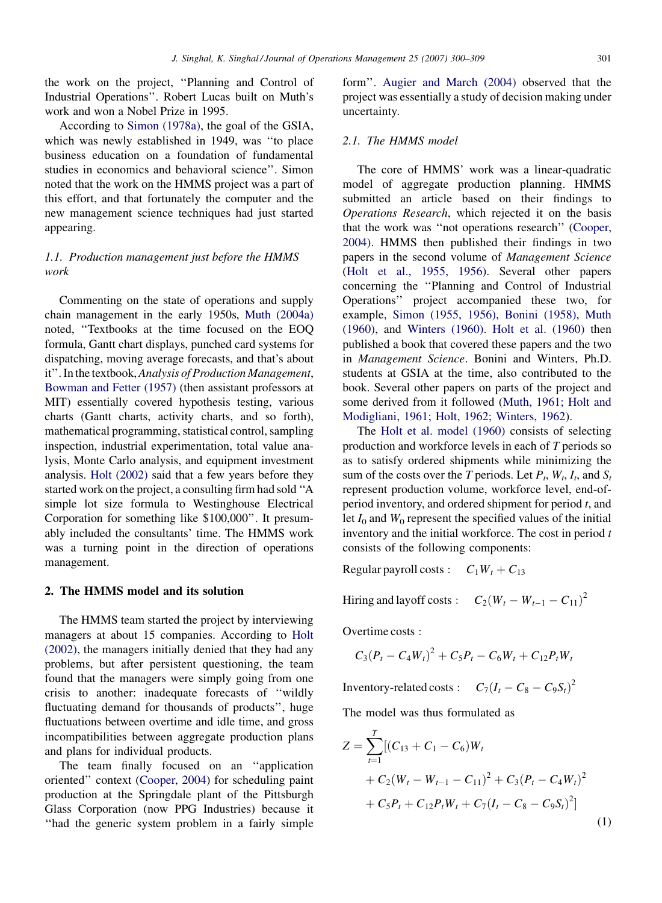the work on the project, "Planning and Control of Industrial Operations". Robert Lucas built on Muth's work and won a Nobel Prize in 1995.

According to Simon (1978a), the goal of the GSIA, which was newly established in 1949, was "to place business education on a foundation of fundamental studies in economics and behavioral science". Simon noted that the work on the HMMS project was a part of this effort, and that fortunately the computer and the new management science techniques had just started appearing.

### 1.1. Production management just before the HMMS work

Commenting on the state of operations and supply chain management in the early 1950s, Muth (2004a) noted, "Textbooks at the time focused on the EOQ formula, Gantt chart displays, punched card systems for dispatching, moving average forecasts, and that's about it". In the textbook, *Analysis of Production Management*, Bowman and Fetter (1957) (then assistant professors at MIT) essentially covered hypothesis testing, various charts (Gantt charts, activity charts, and so forth), mathematical programming, statistical control, sampling inspection, industrial experimentation, total value analysis, Monte Carlo analysis, and equipment investment analysis. Holt (2002) said that a few years before they started work on the project, a consulting firm had sold "A simple lot size formula to Westinghouse Electrical Corporation for something like \$100,000". It presumably included the consultants' time. The HMMS work was a turning point in the direction of operations management.

## 2. The HMMS model and its solution

The HMMS team started the project by interviewing managers at about 15 companies. According to Holt (2002), the managers initially denied that they had any problems, but after persistent questioning, the team found that the managers were simply going from one crisis to another: inadequate forecasts of "wildly fluctuating demand for thousands of products", huge fluctuations between overtime and idle time, and gross incompatibilities between aggregate production plans and plans for individual products.

The team finally focused on an "application oriented" context (Cooper, 2004) for scheduling paint production at the Springdale plant of the Pittsburgh Glass Corporation (now PPG Industries) because it "had the generic system problem in a fairly simple form". Augier and March (2004) observed that the project was essentially a study of decision making under uncertainty.

### 2.1. The HMMS model

The core of HMMS' work was a linear-quadratic model of aggregate production planning. HMMS submitted an article based on their findings to *Operations Research*, which rejected it on the basis that the work was "not operations research" (Cooper, 2004). HMMS then published their findings in two papers in the second volume of *Management Science* (Holt et al., 1955, 1956). Several other papers concerning the "Planning and Control of Industrial Operations" project accompanied these two, for example, Simon (1955, 1956), Bonini (1958), Muth (1960), and Winters (1960). Holt et al. (1960) then published a book that covered these papers and the two in *Management Science*. Bonini and Winters, Ph.D. students at GSIA at the time, also contributed to the book. Several other papers on parts of the project and some derived from it followed (Muth, 1961; Holt and Modigliani, 1961; Holt, 1962; Winters, 1962).

The Holt et al. model (1960) consists of selecting production and workforce levels in each of $T$ periods so as to satisfy ordered shipments while minimizing the sum of the costs over the $T$ periods. Let $P_t$, $W_t$, $I_t$, and $S_t$ represent production volume, workforce level, end-of-period inventory, and ordered shipment for period $t$, and let $I_0$ and $W_0$ represent the specified values of the initial inventory and the initial workforce. The cost in period $t$ consists of the following components:

Regular payroll costs : $C_1 W_t + C_{13}$

Hiring and layoff costs : $C_2(W_t - W_{t-1} - C_{11})^2$

Overtime costs :

$$C_3(P_t - C_4 W_t)^2 + C_5 P_t - C_6 W_t + C_{12} P_t W_t$$

Inventory-related costs : $C_7(I_t - C_8 - C_9 S_t)^2$

The model was thus formulated as

$$Z = \sum_{t=1}^{T} [(C_{13} + C_1 - C_6) W_t + C_2(W_t - W_{t-1} - C_{11})^2 + C_3(P_t - C_4 W_t)^2 + C_5 P_t + C_{12} P_t W_t + C_7(I_t - C_8 - C_9 S_t)^2] \quad (1)$$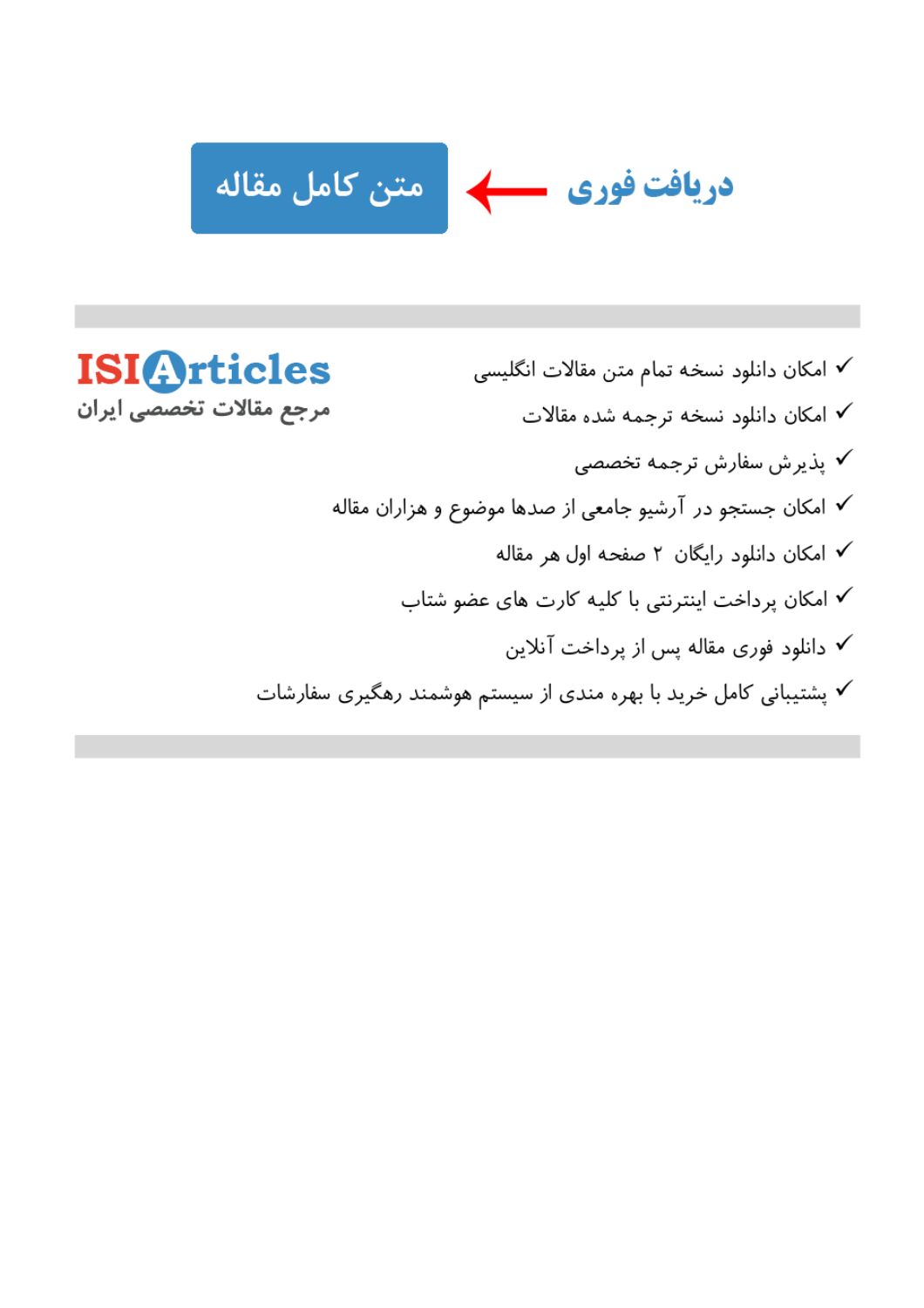دریافت فوری ← متن کامل مقاله

**ISIArticles**
مرجع مقالات تخصصی ایران

- ✓ امکان دانلود نسخه تمام متن مقالات انگلیسی
- ✓ امکان دانلود نسخه ترجمه شده مقالات
- ✓ پذیرش سفارش ترجمه تخصصی
- ✓ امکان جستجو در آرشیو جامعی از صدها موضوع و هزاران مقاله
- ✓ امکان دانلود رایگان ۲ صفحه اول هر مقاله
- ✓ امکان پرداخت اینترنتی با کلیه کارت های عضو شتاب
- ✓ دانلود فوری مقاله پس از پرداخت آنلاین
- ✓ پشتیبانی کامل خرید با بهره مندی از سیستم هوشمند رهگیری سفارشات